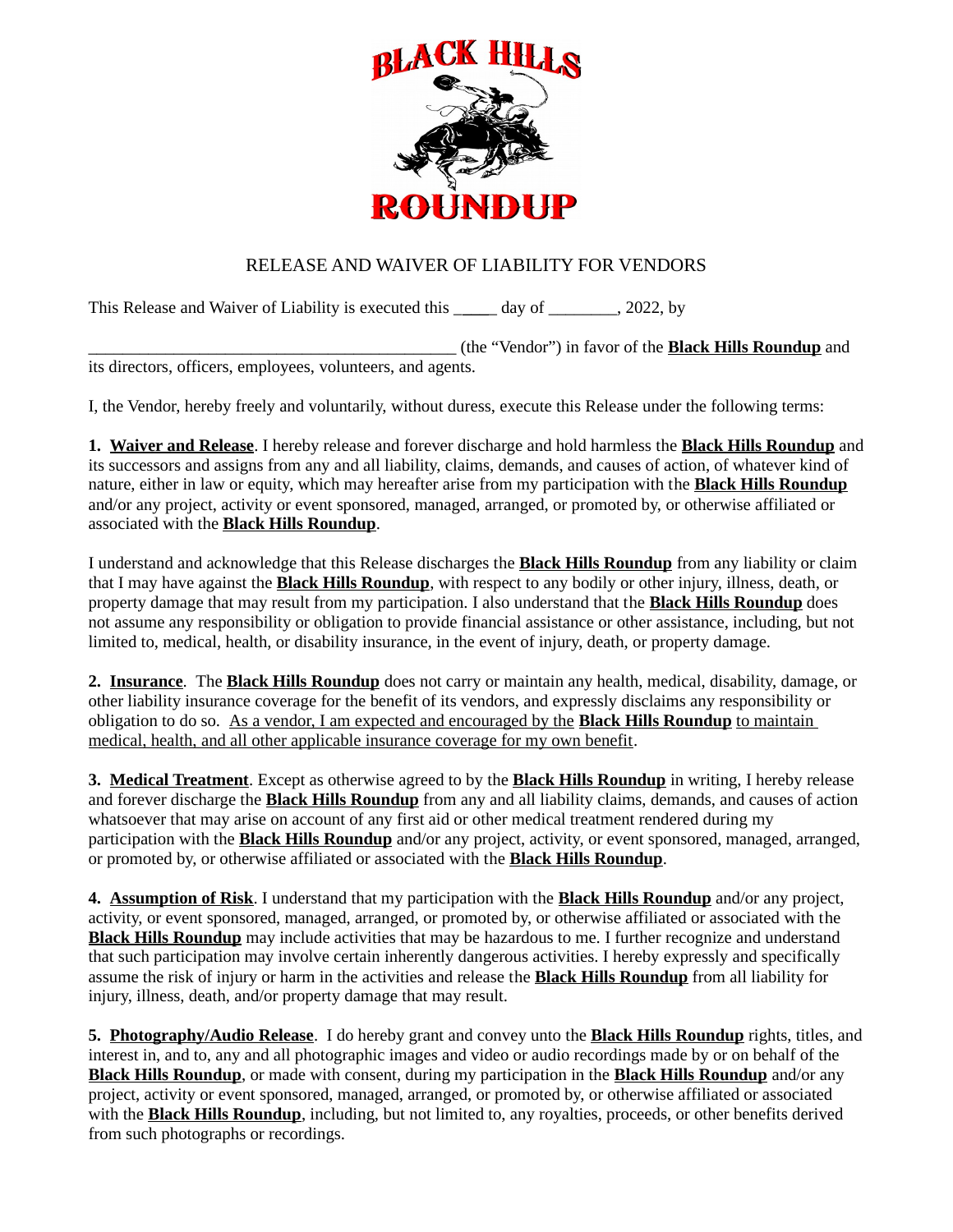BLACK HILLS ROUNDUP

# RELEASE AND WAIVER OF LIABILITY FOR VENDORS

This Release and Waiver of Liability is executed this _____ day of ________, 2022, by

_____________________________________________ (the "Vendor") in favor of the **Black Hills Roundup** and its directors, officers, employees, volunteers, and agents.

I, the Vendor, hereby freely and voluntarily, without duress, execute this Release under the following terms:

**1. Waiver and Release**. I hereby release and forever discharge and hold harmless the **Black Hills Roundup** and its successors and assigns from any and all liability, claims, demands, and causes of action, of whatever kind of nature, either in law or equity, which may hereafter arise from my participation with the **Black Hills Roundup** and/or any project, activity or event sponsored, managed, arranged, or promoted by, or otherwise affiliated or associated with the **Black Hills Roundup**.

I understand and acknowledge that this Release discharges the **Black Hills Roundup** from any liability or claim that I may have against the **Black Hills Roundup**, with respect to any bodily or other injury, illness, death, or property damage that may result from my participation. I also understand that the **Black Hills Roundup** does not assume any responsibility or obligation to provide financial assistance or other assistance, including, but not limited to, medical, health, or disability insurance, in the event of injury, death, or property damage.

**2. Insurance**. The **Black Hills Roundup** does not carry or maintain any health, medical, disability, damage, or other liability insurance coverage for the benefit of its vendors, and expressly disclaims any responsibility or obligation to do so. As a vendor, I am expected and encouraged by the **Black Hills Roundup** to maintain medical, health, and all other applicable insurance coverage for my own benefit.

**3. Medical Treatment**. Except as otherwise agreed to by the **Black Hills Roundup** in writing, I hereby release and forever discharge the **Black Hills Roundup** from any and all liability claims, demands, and causes of action whatsoever that may arise on account of any first aid or other medical treatment rendered during my participation with the **Black Hills Roundup** and/or any project, activity, or event sponsored, managed, arranged, or promoted by, or otherwise affiliated or associated with the **Black Hills Roundup**.

**4. Assumption of Risk**. I understand that my participation with the **Black Hills Roundup** and/or any project, activity, or event sponsored, managed, arranged, or promoted by, or otherwise affiliated or associated with the **Black Hills Roundup** may include activities that may be hazardous to me. I further recognize and understand that such participation may involve certain inherently dangerous activities. I hereby expressly and specifically assume the risk of injury or harm in the activities and release the **Black Hills Roundup** from all liability for injury, illness, death, and/or property damage that may result.

**5. Photography/Audio Release**. I do hereby grant and convey unto the **Black Hills Roundup** rights, titles, and interest in, and to, any and all photographic images and video or audio recordings made by or on behalf of the **Black Hills Roundup**, or made with consent, during my participation in the **Black Hills Roundup** and/or any project, activity or event sponsored, managed, arranged, or promoted by, or otherwise affiliated or associated with the **Black Hills Roundup**, including, but not limited to, any royalties, proceeds, or other benefits derived from such photographs or recordings.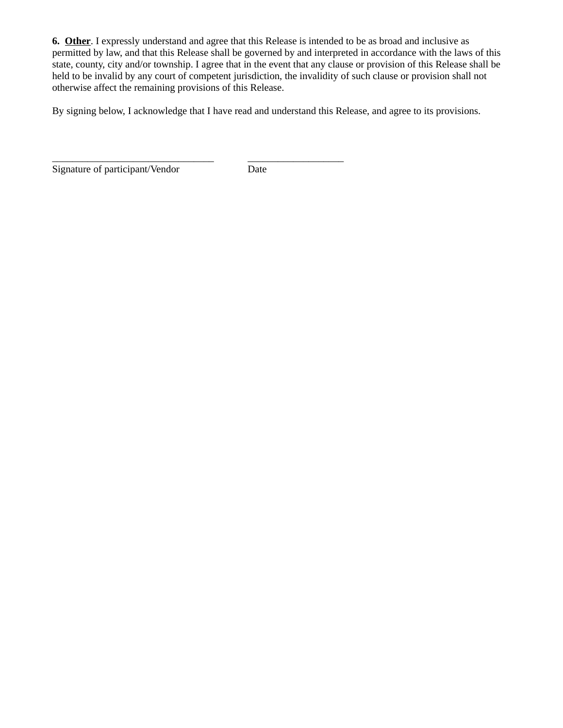**6. <u>Other</u>**. I expressly understand and agree that this Release is intended to be as broad and inclusive as permitted by law, and that this Release shall be governed by and interpreted in accordance with the laws of this state, county, city and/or township. I agree that in the event that any clause or provision of this Release shall be held to be invalid by any court of competent jurisdiction, the invalidity of such clause or provision shall not otherwise affect the remaining provisions of this Release.

By signing below, I acknowledge that I have read and understand this Release, and agree to its provisions.

________________________________ ___________________

Signature of participant/Vendor Date